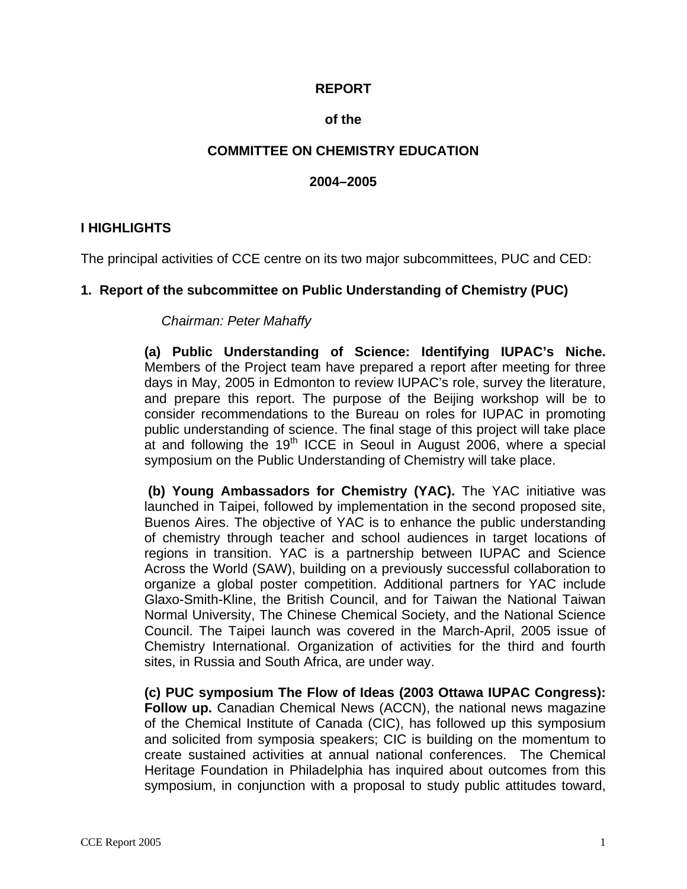# REPORT

# of the

# COMMITTEE ON CHEMISTRY EDUCATION

# 2004–2005

## I HIGHLIGHTS

The principal activities of CCE centre on its two major subcommittees, PUC and CED:

### 1. Report of the subcommittee on Public Understanding of Chemistry (PUC)

*Chairman: Peter Mahaffy*

**(a) Public Understanding of Science: Identifying IUPAC's Niche.** Members of the Project team have prepared a report after meeting for three days in May, 2005 in Edmonton to review IUPAC's role, survey the literature, and prepare this report. The purpose of the Beijing workshop will be to consider recommendations to the Bureau on roles for IUPAC in promoting public understanding of science. The final stage of this project will take place at and following the 19th ICCE in Seoul in August 2006, where a special symposium on the Public Understanding of Chemistry will take place.

**(b) Young Ambassadors for Chemistry (YAC).** The YAC initiative was launched in Taipei, followed by implementation in the second proposed site, Buenos Aires. The objective of YAC is to enhance the public understanding of chemistry through teacher and school audiences in target locations of regions in transition. YAC is a partnership between IUPAC and Science Across the World (SAW), building on a previously successful collaboration to organize a global poster competition. Additional partners for YAC include Glaxo-Smith-Kline, the British Council, and for Taiwan the National Taiwan Normal University, The Chinese Chemical Society, and the National Science Council. The Taipei launch was covered in the March-April, 2005 issue of Chemistry International. Organization of activities for the third and fourth sites, in Russia and South Africa, are under way.

**(c) PUC symposium The Flow of Ideas (2003 Ottawa IUPAC Congress): Follow up.** Canadian Chemical News (ACCN), the national news magazine of the Chemical Institute of Canada (CIC), has followed up this symposium and solicited from symposia speakers; CIC is building on the momentum to create sustained activities at annual national conferences. The Chemical Heritage Foundation in Philadelphia has inquired about outcomes from this symposium, in conjunction with a proposal to study public attitudes toward,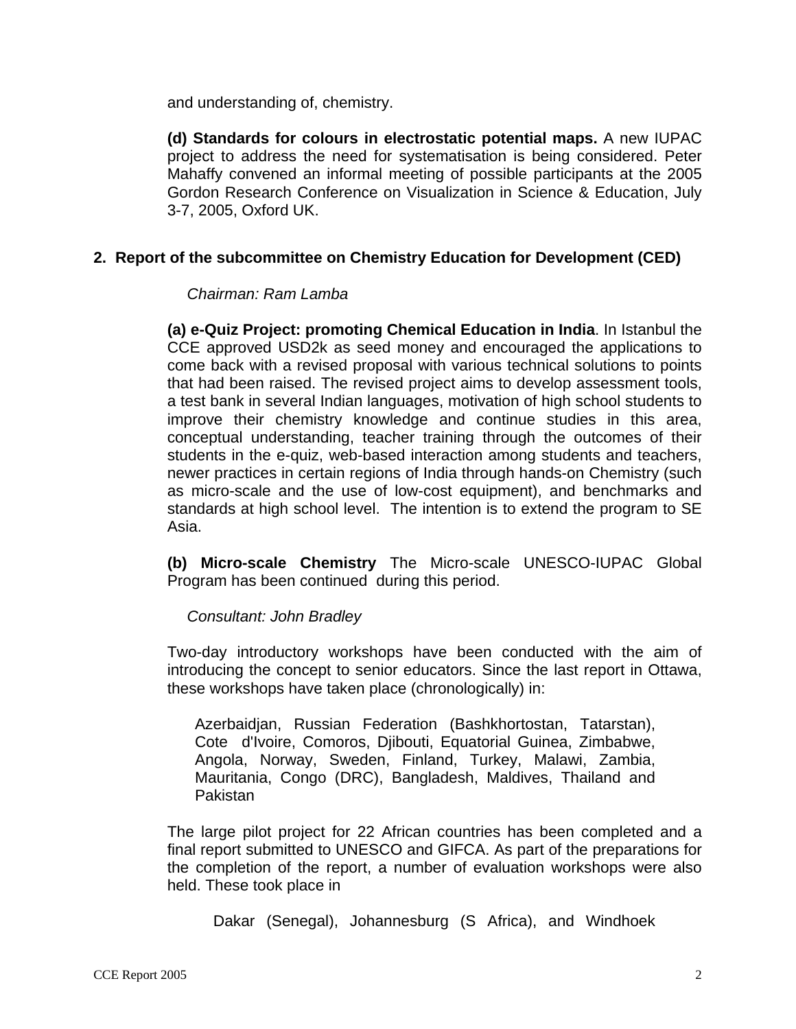and understanding of, chemistry.

**(d) Standards for colours in electrostatic potential maps.** A new IUPAC project to address the need for systematisation is being considered. Peter Mahaffy convened an informal meeting of possible participants at the 2005 Gordon Research Conference on Visualization in Science & Education, July 3-7, 2005, Oxford UK.

## 2. Report of the subcommittee on Chemistry Education for Development (CED)

*Chairman: Ram Lamba*

**(a) e-Quiz Project: promoting Chemical Education in India**. In Istanbul the CCE approved USD2k as seed money and encouraged the applications to come back with a revised proposal with various technical solutions to points that had been raised. The revised project aims to develop assessment tools, a test bank in several Indian languages, motivation of high school students to improve their chemistry knowledge and continue studies in this area, conceptual understanding, teacher training through the outcomes of their students in the e-quiz, web-based interaction among students and teachers, newer practices in certain regions of India through hands-on Chemistry (such as micro-scale and the use of low-cost equipment), and benchmarks and standards at high school level. The intention is to extend the program to SE Asia.

**(b) Micro-scale Chemistry** The Micro-scale UNESCO-IUPAC Global Program has been continued during this period.

*Consultant: John Bradley*

Two-day introductory workshops have been conducted with the aim of introducing the concept to senior educators. Since the last report in Ottawa, these workshops have taken place (chronologically) in:

> Azerbaidjan, Russian Federation (Bashkhortostan, Tatarstan), Cote d'Ivoire, Comoros, Djibouti, Equatorial Guinea, Zimbabwe, Angola, Norway, Sweden, Finland, Turkey, Malawi, Zambia, Mauritania, Congo (DRC), Bangladesh, Maldives, Thailand and Pakistan

The large pilot project for 22 African countries has been completed and a final report submitted to UNESCO and GIFCA. As part of the preparations for the completion of the report, a number of evaluation workshops were also held. These took place in

> Dakar (Senegal), Johannesburg (S Africa), and Windhoek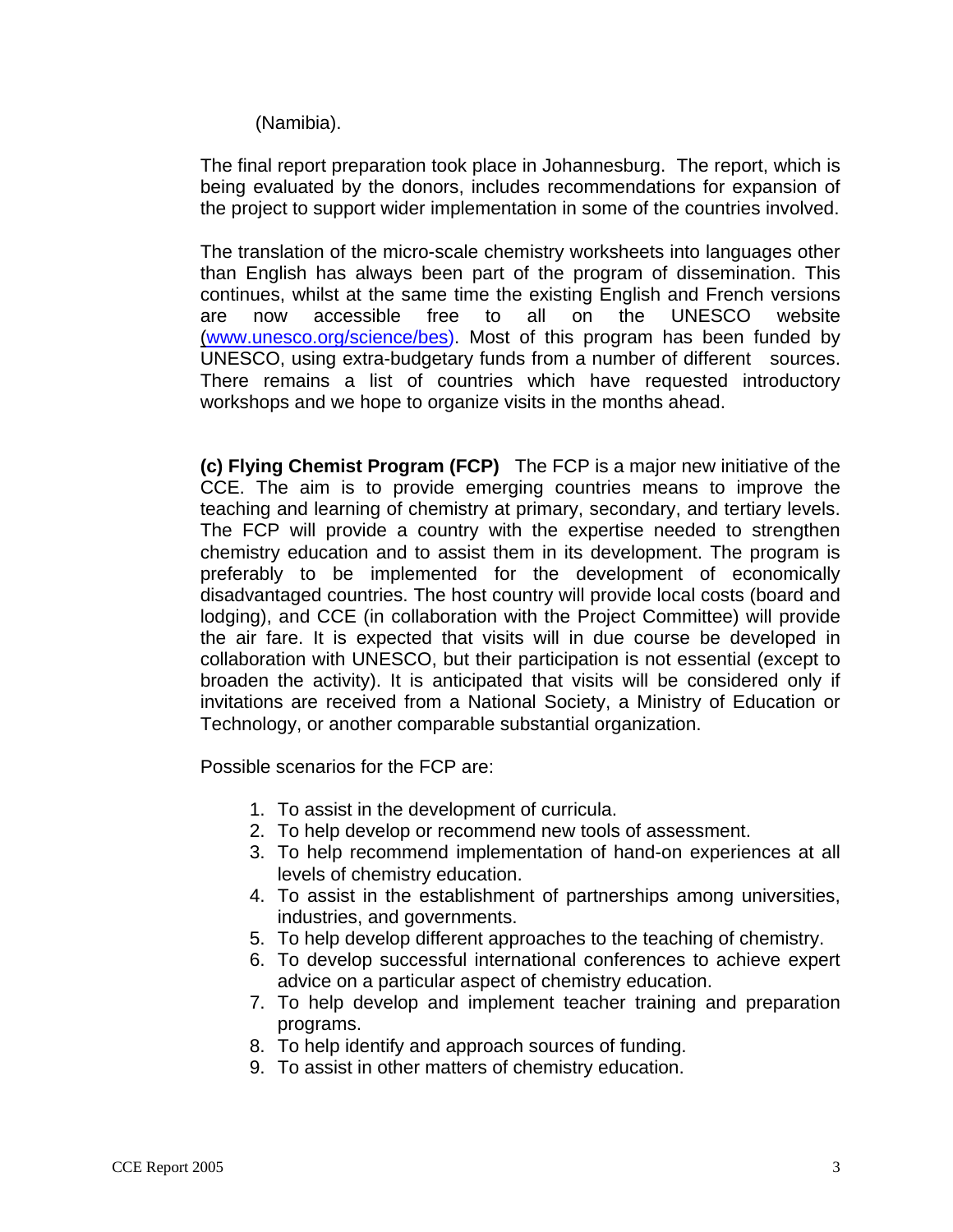(Namibia).

The final report preparation took place in Johannesburg. The report, which is being evaluated by the donors, includes recommendations for expansion of the project to support wider implementation in some of the countries involved.

The translation of the micro-scale chemistry worksheets into languages other than English has always been part of the program of dissemination. This continues, whilst at the same time the existing English and French versions are now accessible free to all on the UNESCO website (www.unesco.org/science/bes). Most of this program has been funded by UNESCO, using extra-budgetary funds from a number of different sources. There remains a list of countries which have requested introductory workshops and we hope to organize visits in the months ahead.

**(c) Flying Chemist Program (FCP)** The FCP is a major new initiative of the CCE. The aim is to provide emerging countries means to improve the teaching and learning of chemistry at primary, secondary, and tertiary levels. The FCP will provide a country with the expertise needed to strengthen chemistry education and to assist them in its development. The program is preferably to be implemented for the development of economically disadvantaged countries. The host country will provide local costs (board and lodging), and CCE (in collaboration with the Project Committee) will provide the air fare. It is expected that visits will in due course be developed in collaboration with UNESCO, but their participation is not essential (except to broaden the activity). It is anticipated that visits will be considered only if invitations are received from a National Society, a Ministry of Education or Technology, or another comparable substantial organization.

Possible scenarios for the FCP are:

1. To assist in the development of curricula.
2. To help develop or recommend new tools of assessment.
3. To help recommend implementation of hand-on experiences at all levels of chemistry education.
4. To assist in the establishment of partnerships among universities, industries, and governments.
5. To help develop different approaches to the teaching of chemistry.
6. To develop successful international conferences to achieve expert advice on a particular aspect of chemistry education.
7. To help develop and implement teacher training and preparation programs.
8. To help identify and approach sources of funding.
9. To assist in other matters of chemistry education.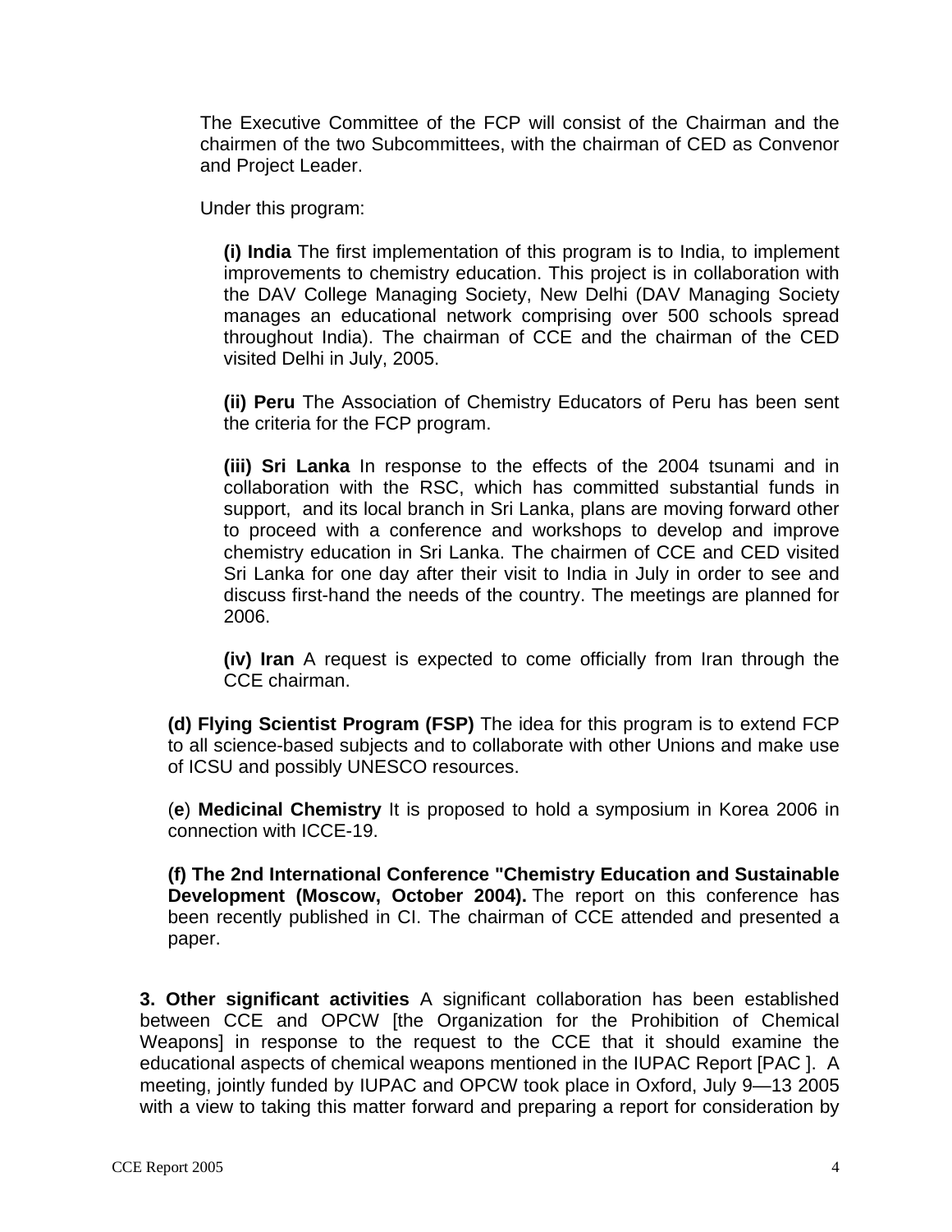The Executive Committee of the FCP will consist of the Chairman and the chairmen of the two Subcommittees, with the chairman of CED as Convenor and Project Leader.

Under this program:

**(i) India** The first implementation of this program is to India, to implement improvements to chemistry education. This project is in collaboration with the DAV College Managing Society, New Delhi (DAV Managing Society manages an educational network comprising over 500 schools spread throughout India). The chairman of CCE and the chairman of the CED visited Delhi in July, 2005.

**(ii) Peru** The Association of Chemistry Educators of Peru has been sent the criteria for the FCP program.

**(iii) Sri Lanka** In response to the effects of the 2004 tsunami and in collaboration with the RSC, which has committed substantial funds in support, and its local branch in Sri Lanka, plans are moving forward other to proceed with a conference and workshops to develop and improve chemistry education in Sri Lanka. The chairmen of CCE and CED visited Sri Lanka for one day after their visit to India in July in order to see and discuss first-hand the needs of the country. The meetings are planned for 2006.

**(iv) Iran** A request is expected to come officially from Iran through the CCE chairman.

**(d) Flying Scientist Program (FSP)** The idea for this program is to extend FCP to all science-based subjects and to collaborate with other Unions and make use of ICSU and possibly UNESCO resources.

(**e**) **Medicinal Chemistry** It is proposed to hold a symposium in Korea 2006 in connection with ICCE-19.

**(f) The 2nd International Conference "Chemistry Education and Sustainable Development (Moscow, October 2004).** The report on this conference has been recently published in CI. The chairman of CCE attended and presented a paper.

**3. Other significant activities** A significant collaboration has been established between CCE and OPCW [the Organization for the Prohibition of Chemical Weapons] in response to the request to the CCE that it should examine the educational aspects of chemical weapons mentioned in the IUPAC Report [PAC ]. A meeting, jointly funded by IUPAC and OPCW took place in Oxford, July 9—13 2005 with a view to taking this matter forward and preparing a report for consideration by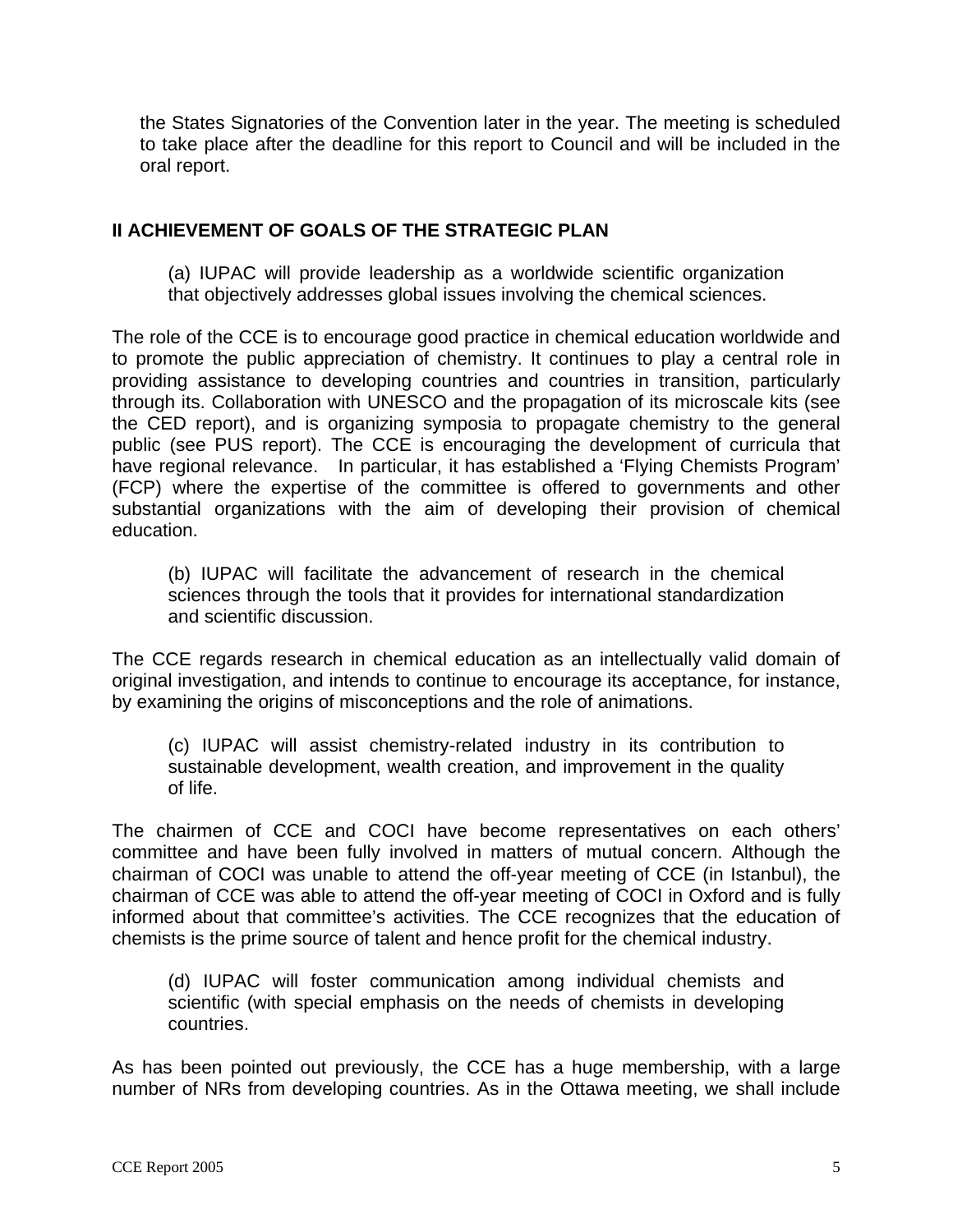the States Signatories of the Convention later in the year. The meeting is scheduled to take place after the deadline for this report to Council and will be included in the oral report.

## II ACHIEVEMENT OF GOALS OF THE STRATEGIC PLAN

> (a) IUPAC will provide leadership as a worldwide scientific organization that objectively addresses global issues involving the chemical sciences.

The role of the CCE is to encourage good practice in chemical education worldwide and to promote the public appreciation of chemistry. It continues to play a central role in providing assistance to developing countries and countries in transition, particularly through its. Collaboration with UNESCO and the propagation of its microscale kits (see the CED report), and is organizing symposia to propagate chemistry to the general public (see PUS report). The CCE is encouraging the development of curricula that have regional relevance. In particular, it has established a 'Flying Chemists Program' (FCP) where the expertise of the committee is offered to governments and other substantial organizations with the aim of developing their provision of chemical education.

> (b) IUPAC will facilitate the advancement of research in the chemical sciences through the tools that it provides for international standardization and scientific discussion.

The CCE regards research in chemical education as an intellectually valid domain of original investigation, and intends to continue to encourage its acceptance, for instance, by examining the origins of misconceptions and the role of animations.

> (c) IUPAC will assist chemistry-related industry in its contribution to sustainable development, wealth creation, and improvement in the quality of life.

The chairmen of CCE and COCI have become representatives on each others' committee and have been fully involved in matters of mutual concern. Although the chairman of COCI was unable to attend the off-year meeting of CCE (in Istanbul), the chairman of CCE was able to attend the off-year meeting of COCI in Oxford and is fully informed about that committee's activities. The CCE recognizes that the education of chemists is the prime source of talent and hence profit for the chemical industry.

> (d) IUPAC will foster communication among individual chemists and scientific (with special emphasis on the needs of chemists in developing countries.

As has been pointed out previously, the CCE has a huge membership, with a large number of NRs from developing countries. As in the Ottawa meeting, we shall include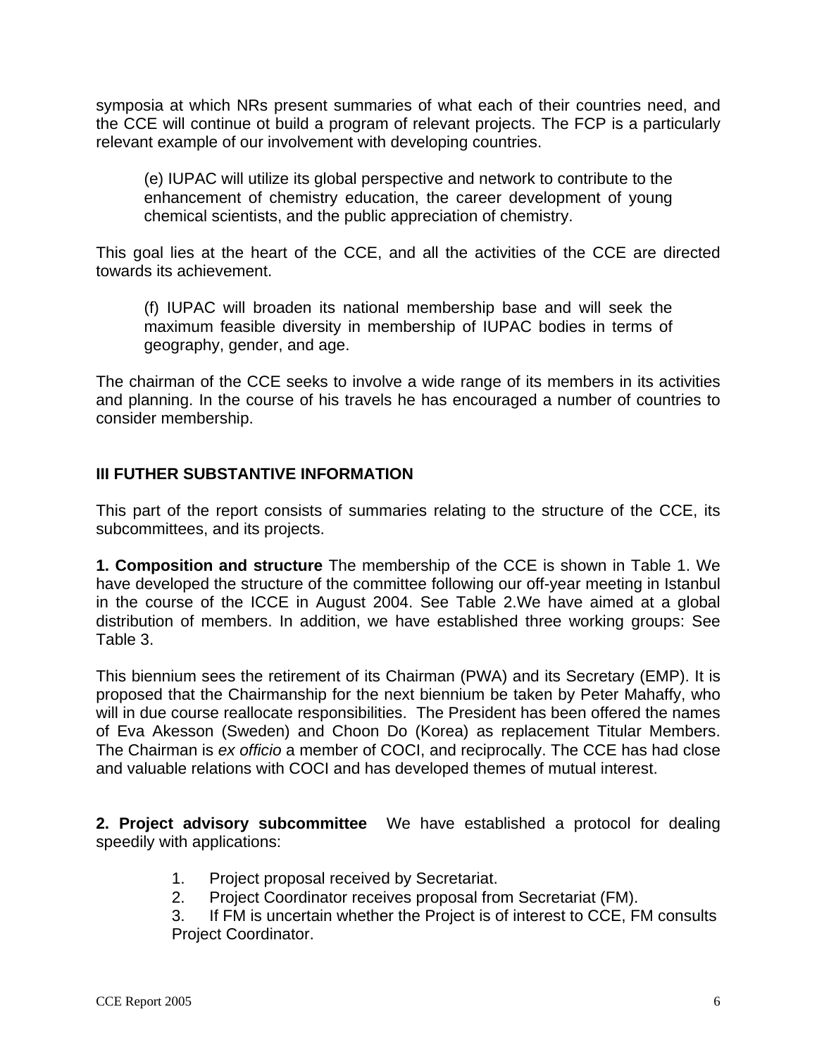symposia at which NRs present summaries of what each of their countries need, and the CCE will continue ot build a program of relevant projects. The FCP is a particularly relevant example of our involvement with developing countries.

> (e) IUPAC will utilize its global perspective and network to contribute to the enhancement of chemistry education, the career development of young chemical scientists, and the public appreciation of chemistry.

This goal lies at the heart of the CCE, and all the activities of the CCE are directed towards its achievement.

> (f) IUPAC will broaden its national membership base and will seek the maximum feasible diversity in membership of IUPAC bodies in terms of geography, gender, and age.

The chairman of the CCE seeks to involve a wide range of its members in its activities and planning. In the course of his travels he has encouraged a number of countries to consider membership.

## III FUTHER SUBSTANTIVE INFORMATION

This part of the report consists of summaries relating to the structure of the CCE, its subcommittees, and its projects.

**1. Composition and structure** The membership of the CCE is shown in Table 1. We have developed the structure of the committee following our off-year meeting in Istanbul in the course of the ICCE in August 2004. See Table 2.We have aimed at a global distribution of members. In addition, we have established three working groups: See Table 3.

This biennium sees the retirement of its Chairman (PWA) and its Secretary (EMP). It is proposed that the Chairmanship for the next biennium be taken by Peter Mahaffy, who will in due course reallocate responsibilities. The President has been offered the names of Eva Akesson (Sweden) and Choon Do (Korea) as replacement Titular Members. The Chairman is *ex officio* a member of COCI, and reciprocally. The CCE has had close and valuable relations with COCI and has developed themes of mutual interest.

**2. Project advisory subcommittee** We have established a protocol for dealing speedily with applications:

1. Project proposal received by Secretariat.
2. Project Coordinator receives proposal from Secretariat (FM).
3. If FM is uncertain whether the Project is of interest to CCE, FM consults Project Coordinator.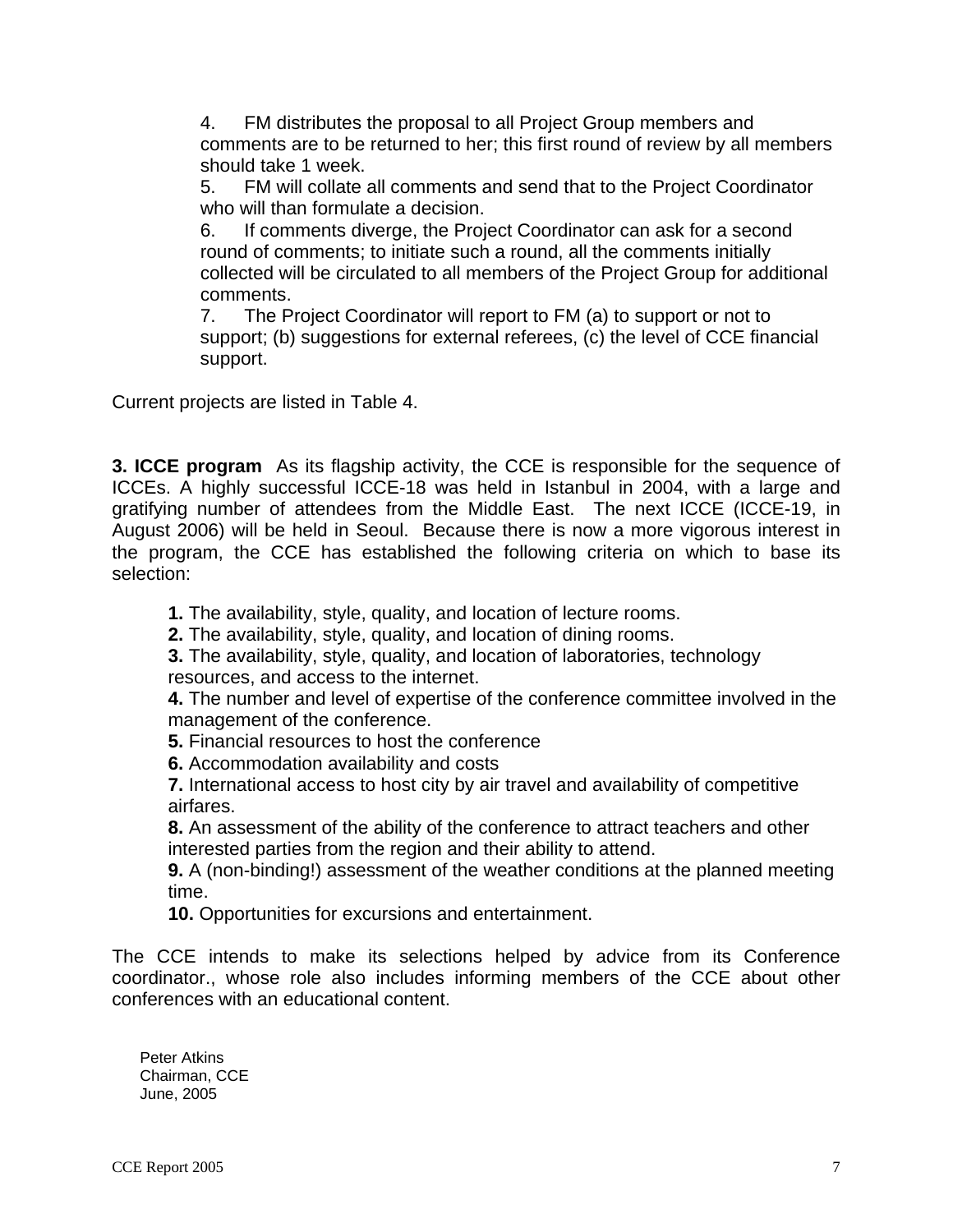4. FM distributes the proposal to all Project Group members and comments are to be returned to her; this first round of review by all members should take 1 week.
5. FM will collate all comments and send that to the Project Coordinator who will than formulate a decision.
6. If comments diverge, the Project Coordinator can ask for a second round of comments; to initiate such a round, all the comments initially collected will be circulated to all members of the Project Group for additional comments.
7. The Project Coordinator will report to FM (a) to support or not to support; (b) suggestions for external referees, (c) the level of CCE financial support.

Current projects are listed in Table 4.

**3. ICCE program** As its flagship activity, the CCE is responsible for the sequence of ICCEs. A highly successful ICCE-18 was held in Istanbul in 2004, with a large and gratifying number of attendees from the Middle East. The next ICCE (ICCE-19, in August 2006) will be held in Seoul. Because there is now a more vigorous interest in the program, the CCE has established the following criteria on which to base its selection:

**1.** The availability, style, quality, and location of lecture rooms.
**2.** The availability, style, quality, and location of dining rooms.
**3.** The availability, style, quality, and location of laboratories, technology resources, and access to the internet.
**4.** The number and level of expertise of the conference committee involved in the management of the conference.
**5.** Financial resources to host the conference
**6.** Accommodation availability and costs
**7.** International access to host city by air travel and availability of competitive airfares.
**8.** An assessment of the ability of the conference to attract teachers and other interested parties from the region and their ability to attend.
**9.** A (non-binding!) assessment of the weather conditions at the planned meeting time.
**10.** Opportunities for excursions and entertainment.

The CCE intends to make its selections helped by advice from its Conference coordinator., whose role also includes informing members of the CCE about other conferences with an educational content.

Peter Atkins
Chairman, CCE
June, 2005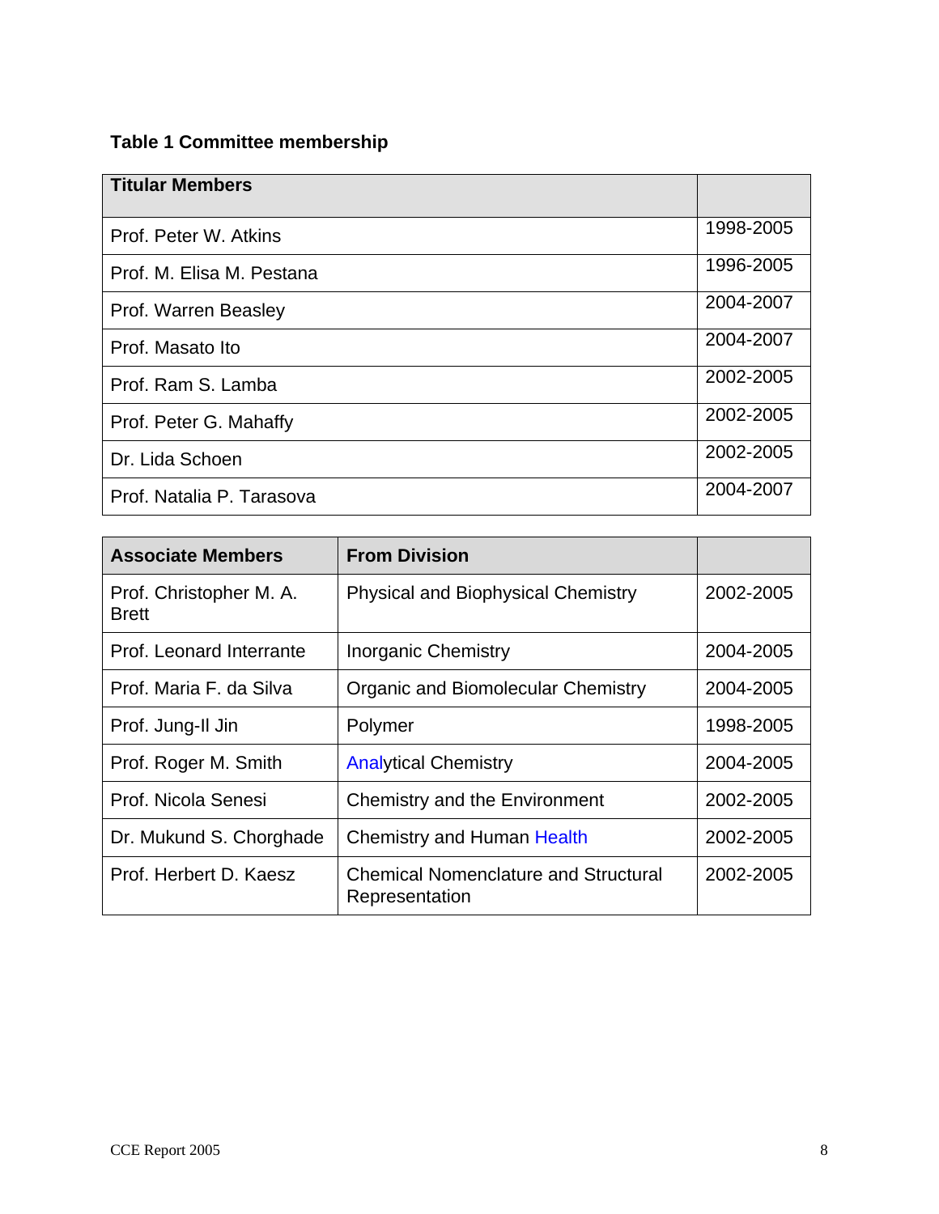**Table 1 Committee membership**

| Titular Members | |
|---|---|
| Prof. Peter W. Atkins | 1998-2005 |
| Prof. M. Elisa M. Pestana | 1996-2005 |
| Prof. Warren Beasley | 2004-2007 |
| Prof. Masato Ito | 2004-2007 |
| Prof. Ram S. Lamba | 2002-2005 |
| Prof. Peter G. Mahaffy | 2002-2005 |
| Dr. Lida Schoen | 2002-2005 |
| Prof. Natalia P. Tarasova | 2004-2007 |

| Associate Members | From Division | |
|---|---|---|
| Prof. Christopher M. A. Brett | Physical and Biophysical Chemistry | 2002-2005 |
| Prof. Leonard Interrante | Inorganic Chemistry | 2004-2005 |
| Prof. Maria F. da Silva | Organic and Biomolecular Chemistry | 2004-2005 |
| Prof. Jung-Il Jin | Polymer | 1998-2005 |
| Prof. Roger M. Smith | Analytical Chemistry | 2004-2005 |
| Prof. Nicola Senesi | Chemistry and the Environment | 2002-2005 |
| Dr. Mukund S. Chorghade | Chemistry and Human Health | 2002-2005 |
| Prof. Herbert D. Kaesz | Chemical Nomenclature and Structural Representation | 2002-2005 |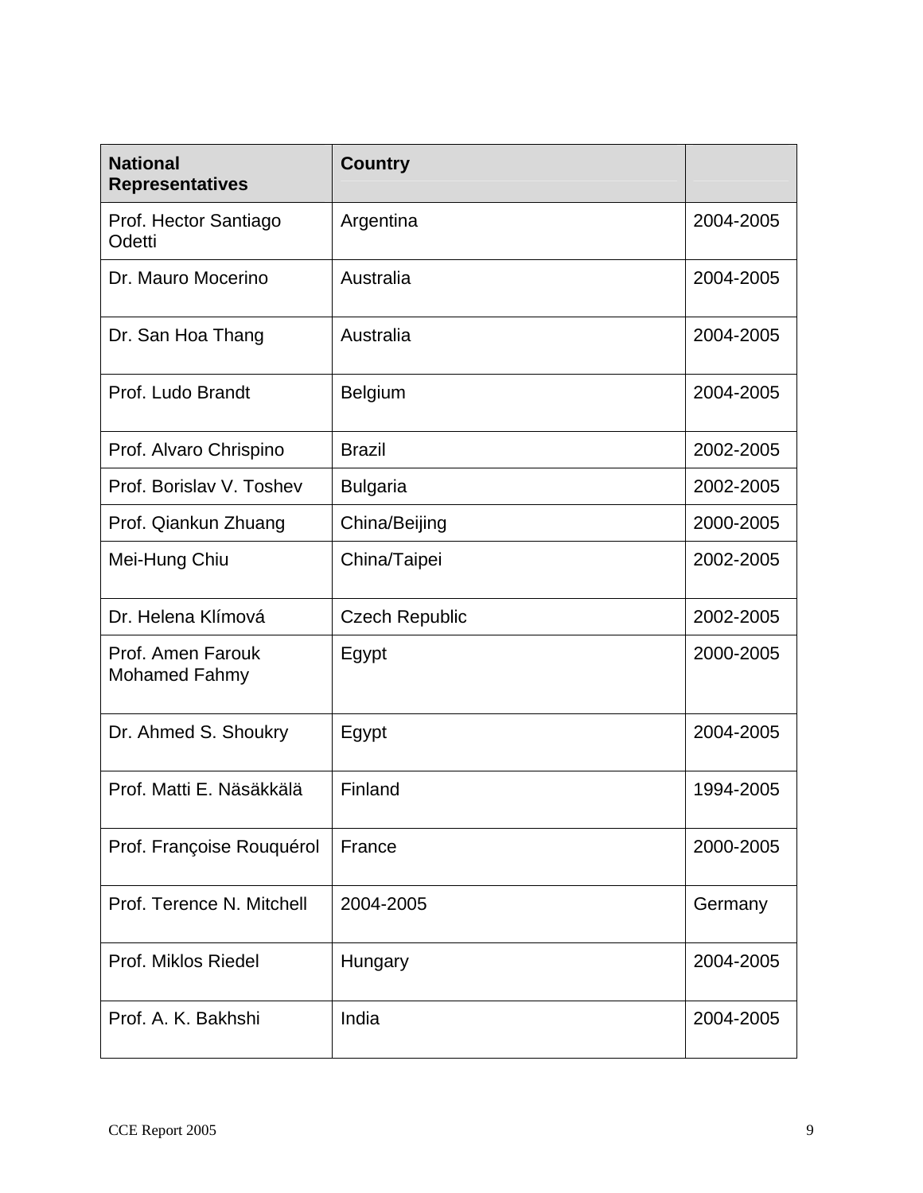| National Representatives | Country | |
|---|---|---|
| Prof. Hector Santiago Odetti | Argentina | 2004-2005 |
| Dr. Mauro Mocerino | Australia | 2004-2005 |
| Dr. San Hoa Thang | Australia | 2004-2005 |
| Prof. Ludo Brandt | Belgium | 2004-2005 |
| Prof. Alvaro Chrispino | Brazil | 2002-2005 |
| Prof. Borislav V. Toshev | Bulgaria | 2002-2005 |
| Prof. Qiankun Zhuang | China/Beijing | 2000-2005 |
| Mei-Hung Chiu | China/Taipei | 2002-2005 |
| Dr. Helena Klímová | Czech Republic | 2002-2005 |
| Prof. Amen Farouk Mohamed Fahmy | Egypt | 2000-2005 |
| Dr. Ahmed S. Shoukry | Egypt | 2004-2005 |
| Prof. Matti E. Näsäkkälä | Finland | 1994-2005 |
| Prof. Françoise Rouquérol | France | 2000-2005 |
| Prof. Terence N. Mitchell | 2004-2005 | Germany |
| Prof. Miklos Riedel | Hungary | 2004-2005 |
| Prof. A. K. Bakhshi | India | 2004-2005 |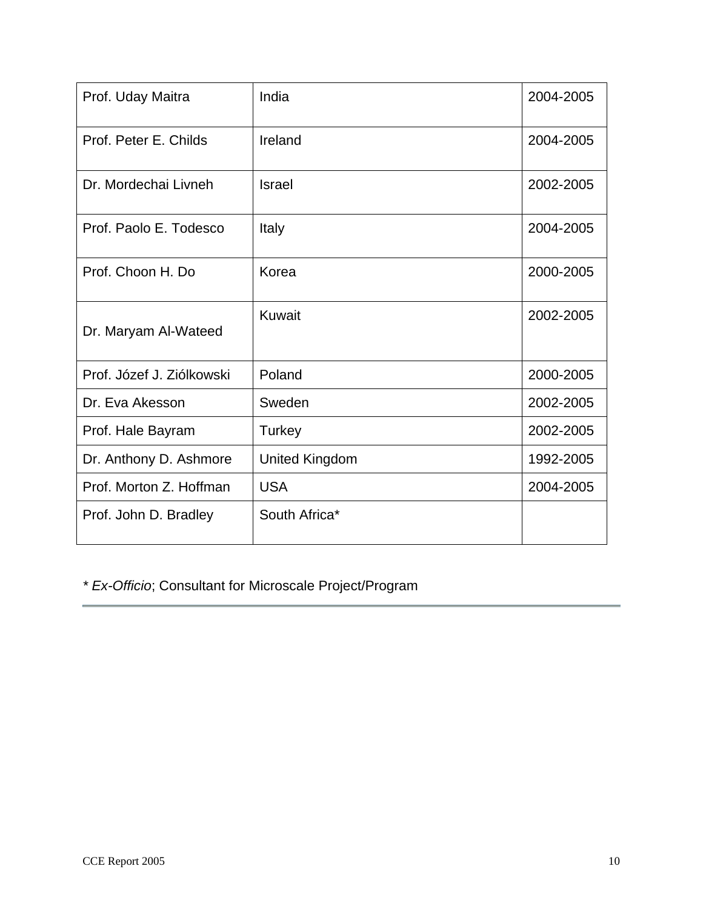| | | |
|---|---|---|
| Prof. Uday Maitra | India | 2004-2005 |
| Prof. Peter E. Childs | Ireland | 2004-2005 |
| Dr. Mordechai Livneh | Israel | 2002-2005 |
| Prof. Paolo E. Todesco | Italy | 2004-2005 |
| Prof. Choon H. Do | Korea | 2000-2005 |
| Dr. Maryam Al-Wateed | Kuwait | 2002-2005 |
| Prof. Józef J. Ziólkowski | Poland | 2000-2005 |
| Dr. Eva Akesson | Sweden | 2002-2005 |
| Prof. Hale Bayram | Turkey | 2002-2005 |
| Dr. Anthony D. Ashmore | United Kingdom | 1992-2005 |
| Prof. Morton Z. Hoffman | USA | 2004-2005 |
| Prof. John D. Bradley | South Africa* | |

* *Ex-Officio*; Consultant for Microscale Project/Program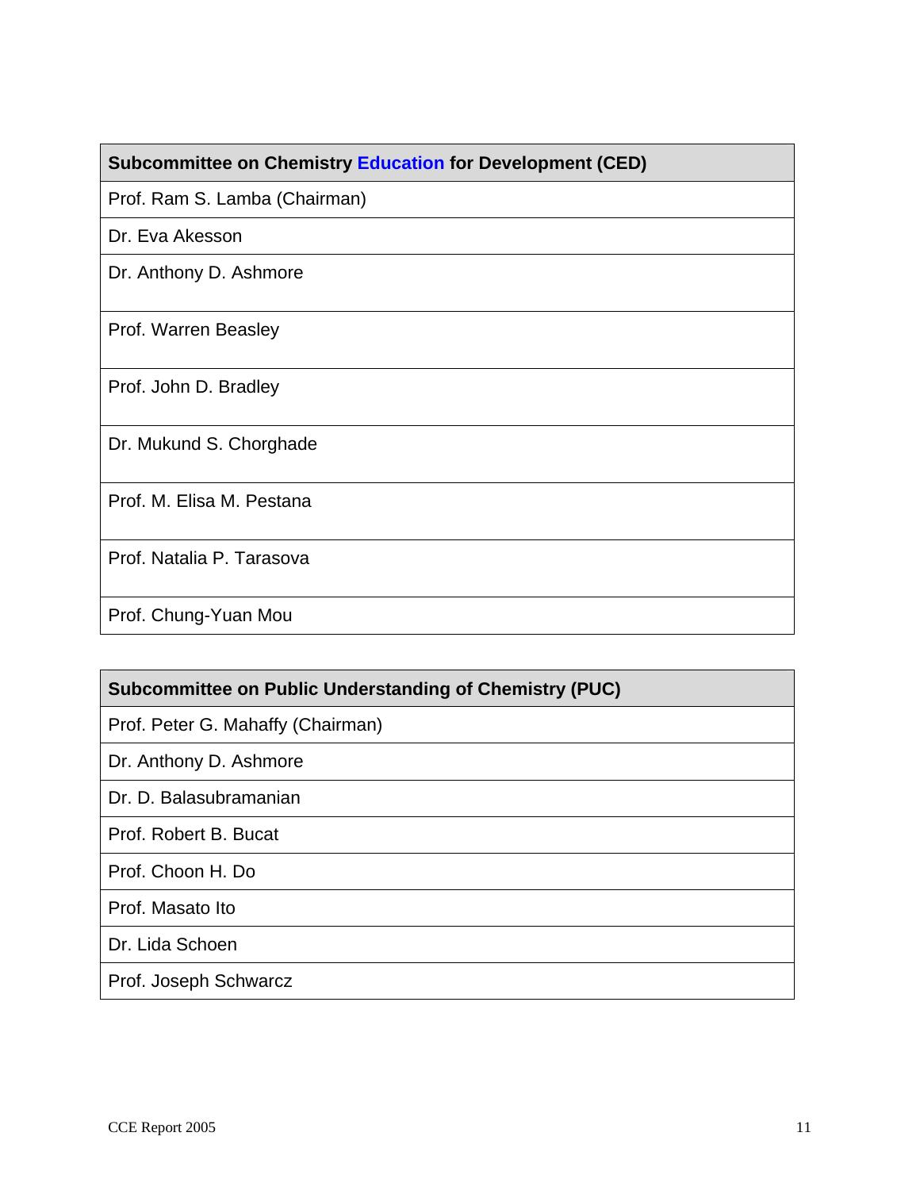| Subcommittee on Chemistry Education for Development (CED) |
|---|
| Prof. Ram S. Lamba (Chairman) |
| Dr. Eva Akesson |
| Dr. Anthony D. Ashmore |
| Prof. Warren Beasley |
| Prof. John D. Bradley |
| Dr. Mukund S. Chorghade |
| Prof. M. Elisa M. Pestana |
| Prof. Natalia P. Tarasova |
| Prof. Chung-Yuan Mou |

| Subcommittee on Public Understanding of Chemistry (PUC) |
|---|
| Prof. Peter G. Mahaffy (Chairman) |
| Dr. Anthony D. Ashmore |
| Dr. D. Balasubramanian |
| Prof. Robert B. Bucat |
| Prof. Choon H. Do |
| Prof. Masato Ito |
| Dr. Lida Schoen |
| Prof. Joseph Schwarcz |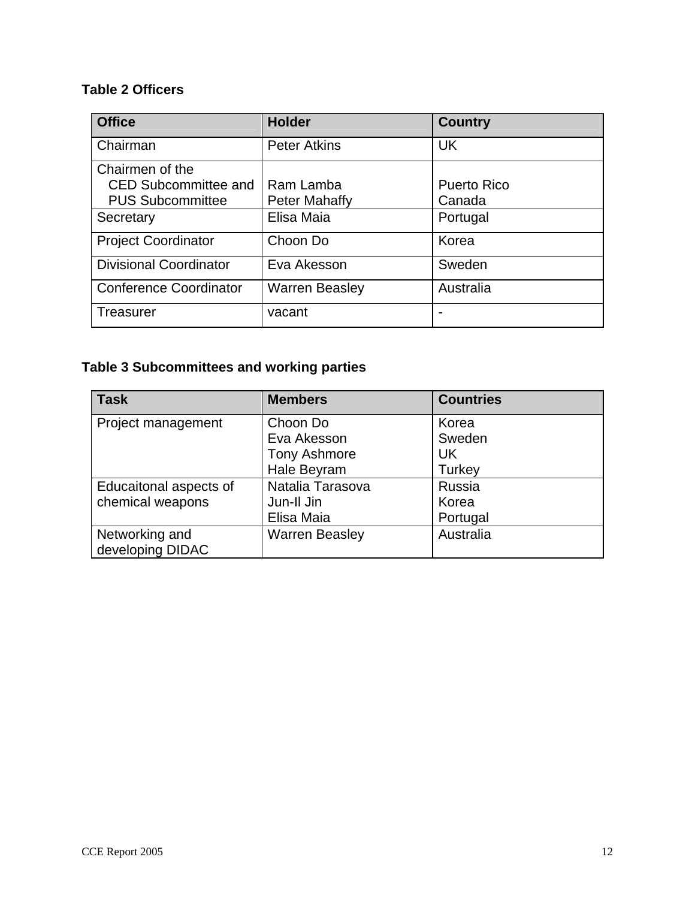**Table 2 Officers**

| Office | Holder | Country |
|---|---|---|
| Chairman | Peter Atkins | UK |
| Chairmen of the CED Subcommittee and PUS Subcommittee | Ram Lamba<br>Peter Mahaffy | Puerto Rico<br>Canada |
| Secretary | Elisa Maia | Portugal |
| Project Coordinator | Choon Do | Korea |
| Divisional Coordinator | Eva Akesson | Sweden |
| Conference Coordinator | Warren Beasley | Australia |
| Treasurer | vacant | - |

**Table 3 Subcommittees and working parties**

| Task | Members | Countries |
|---|---|---|
| Project management | Choon Do<br>Eva Akesson<br>Tony Ashmore<br>Hale Beyram | Korea<br>Sweden<br>UK<br>Turkey |
| Educaitonal aspects of chemical weapons | Natalia Tarasova<br>Jun-Il Jin<br>Elisa Maia | Russia<br>Korea<br>Portugal |
| Networking and developing DIDAC | Warren Beasley | Australia |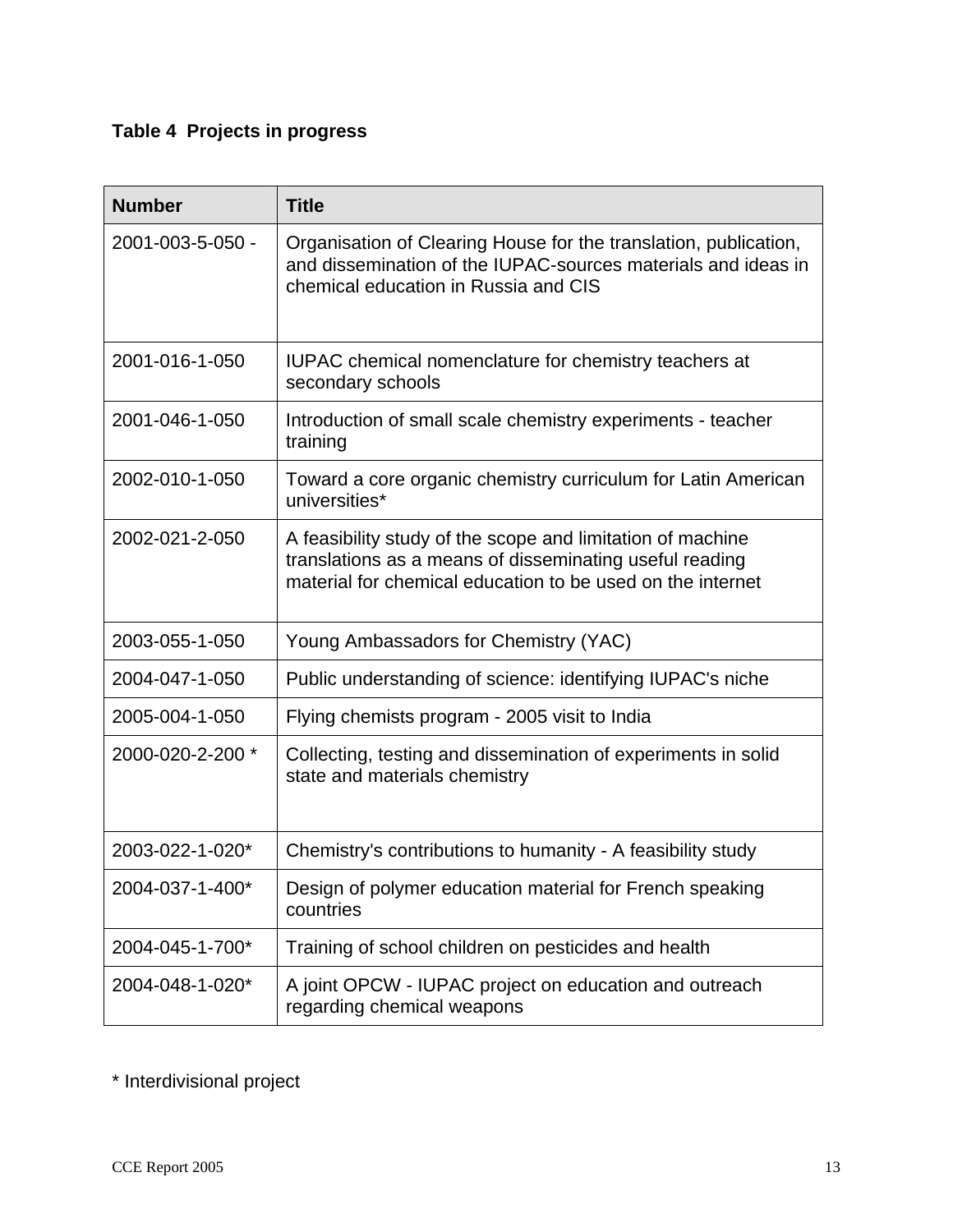**Table 4 Projects in progress**

| Number | Title |
| --- | --- |
| 2001-003-5-050 - | Organisation of Clearing House for the translation, publication, and dissemination of the IUPAC-sources materials and ideas in chemical education in Russia and CIS |
| 2001-016-1-050 | IUPAC chemical nomenclature for chemistry teachers at secondary schools |
| 2001-046-1-050 | Introduction of small scale chemistry experiments - teacher training |
| 2002-010-1-050 | Toward a core organic chemistry curriculum for Latin American universities* |
| 2002-021-2-050 | A feasibility study of the scope and limitation of machine translations as a means of disseminating useful reading material for chemical education to be used on the internet |
| 2003-055-1-050 | Young Ambassadors for Chemistry (YAC) |
| 2004-047-1-050 | Public understanding of science: identifying IUPAC's niche |
| 2005-004-1-050 | Flying chemists program - 2005 visit to India |
| 2000-020-2-200 * | Collecting, testing and dissemination of experiments in solid state and materials chemistry |
| 2003-022-1-020* | Chemistry's contributions to humanity - A feasibility study |
| 2004-037-1-400* | Design of polymer education material for French speaking countries |
| 2004-045-1-700* | Training of school children on pesticides and health |
| 2004-048-1-020* | A joint OPCW - IUPAC project on education and outreach regarding chemical weapons |

* Interdivisional project